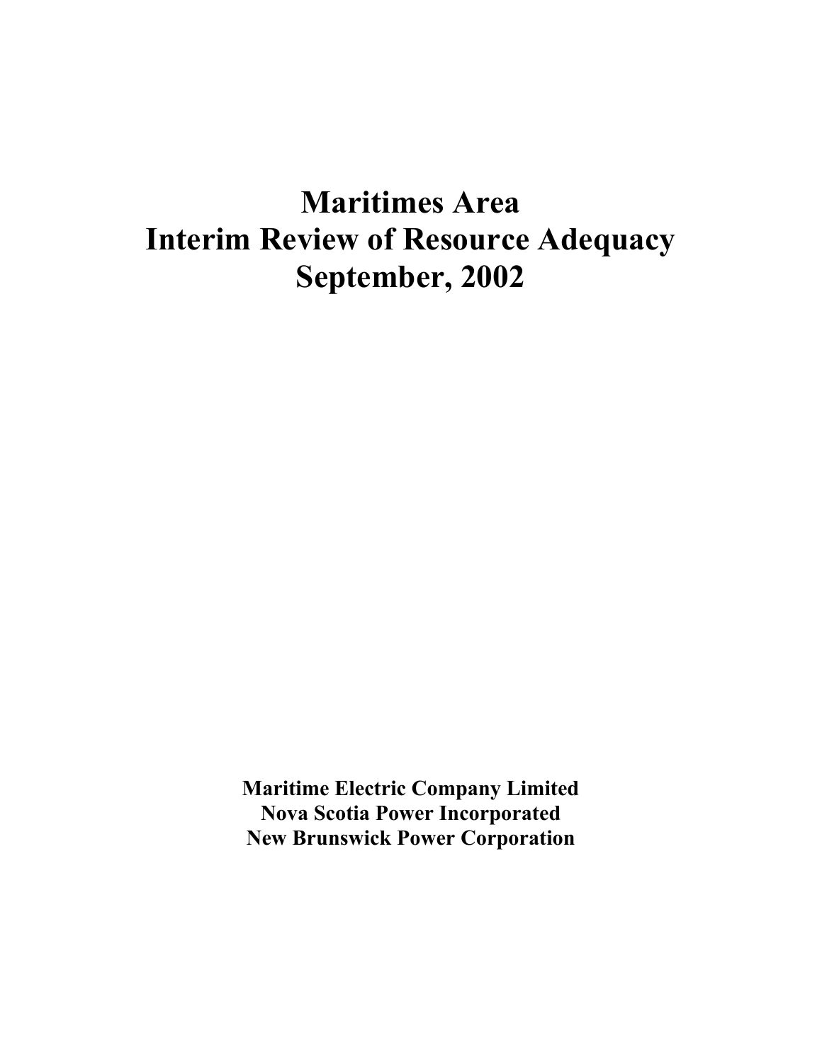# Maritimes Area
# Interim Review of Resource Adequacy
# September, 2002

**Maritime Electric Company Limited**
**Nova Scotia Power Incorporated**
**New Brunswick Power Corporation**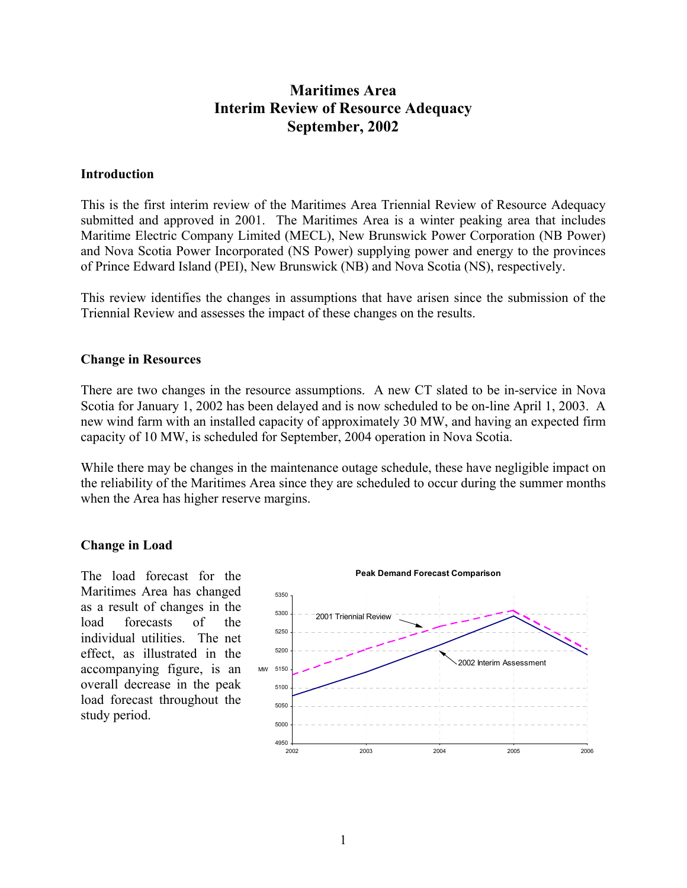# Maritimes Area
# Interim Review of Resource Adequacy
# September, 2002

## Introduction

This is the first interim review of the Maritimes Area Triennial Review of Resource Adequacy submitted and approved in 2001. The Maritimes Area is a winter peaking area that includes Maritime Electric Company Limited (MECL), New Brunswick Power Corporation (NB Power) and Nova Scotia Power Incorporated (NS Power) supplying power and energy to the provinces of Prince Edward Island (PEI), New Brunswick (NB) and Nova Scotia (NS), respectively.

This review identifies the changes in assumptions that have arisen since the submission of the Triennial Review and assesses the impact of these changes on the results.

## Change in Resources

There are two changes in the resource assumptions. A new CT slated to be in-service in Nova Scotia for January 1, 2002 has been delayed and is now scheduled to be on-line April 1, 2003. A new wind farm with an installed capacity of approximately 30 MW, and having an expected firm capacity of 10 MW, is scheduled for September, 2004 operation in Nova Scotia.

While there may be changes in the maintenance outage schedule, these have negligible impact on the reliability of the Maritimes Area since they are scheduled to occur during the summer months when the Area has higher reserve margins.

## Change in Load

The load forecast for the Maritimes Area has changed as a result of changes in the load forecasts of the individual utilities. The net effect, as illustrated in the accompanying figure, is an overall decrease in the peak load forecast throughout the study period.

**Peak Demand Forecast Comparison**

(Chart: MW, 4950–5350, years 2002–2006; series: 2001 Triennial Review, 2002 Interim Assessment)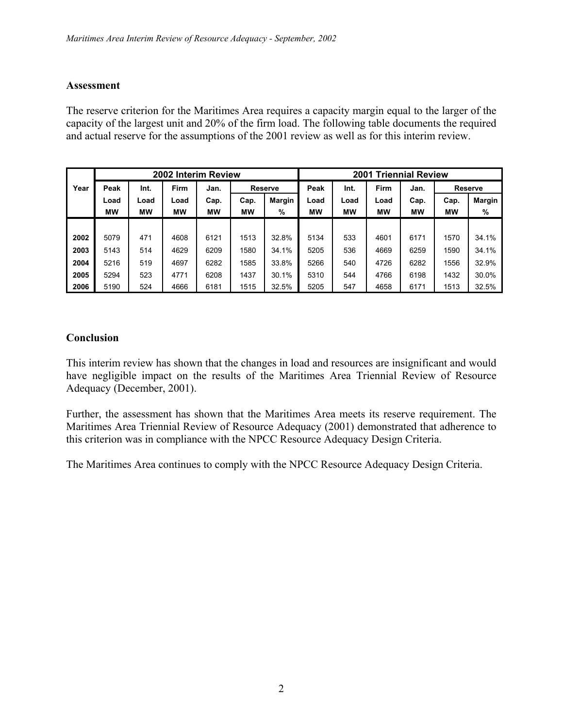## Assessment

The reserve criterion for the Maritimes Area requires a capacity margin equal to the larger of the capacity of the largest unit and 20% of the firm load. The following table documents the required and actual reserve for the assumptions of the 2001 review as well as for this interim review.

| Year | 2002 Interim Review | | | | | | 2001 Triennial Review | | | | | |
|---|---|---|---|---|---|---|---|---|---|---|---|---|
| | Peak Load MW | Int. Load MW | Firm Load MW | Jan. Cap. MW | Reserve | | Peak Load MW | Int. Load MW | Firm Load MW | Jan. Cap. MW | Reserve | |
| | | | | | Cap. MW | Margin % | | | | | Cap. MW | Margin % |
| 2002 | 5079 | 471 | 4608 | 6121 | 1513 | 32.8% | 5134 | 533 | 4601 | 6171 | 1570 | 34.1% |
| 2003 | 5143 | 514 | 4629 | 6209 | 1580 | 34.1% | 5205 | 536 | 4669 | 6259 | 1590 | 34.1% |
| 2004 | 5216 | 519 | 4697 | 6282 | 1585 | 33.8% | 5266 | 540 | 4726 | 6282 | 1556 | 32.9% |
| 2005 | 5294 | 523 | 4771 | 6208 | 1437 | 30.1% | 5310 | 544 | 4766 | 6198 | 1432 | 30.0% |
| 2006 | 5190 | 524 | 4666 | 6181 | 1515 | 32.5% | 5205 | 547 | 4658 | 6171 | 1513 | 32.5% |

## Conclusion

This interim review has shown that the changes in load and resources are insignificant and would have negligible impact on the results of the Maritimes Area Triennial Review of Resource Adequacy (December, 2001).

Further, the assessment has shown that the Maritimes Area meets its reserve requirement. The Maritimes Area Triennial Review of Resource Adequacy (2001) demonstrated that adherence to this criterion was in compliance with the NPCC Resource Adequacy Design Criteria.

The Maritimes Area continues to comply with the NPCC Resource Adequacy Design Criteria.